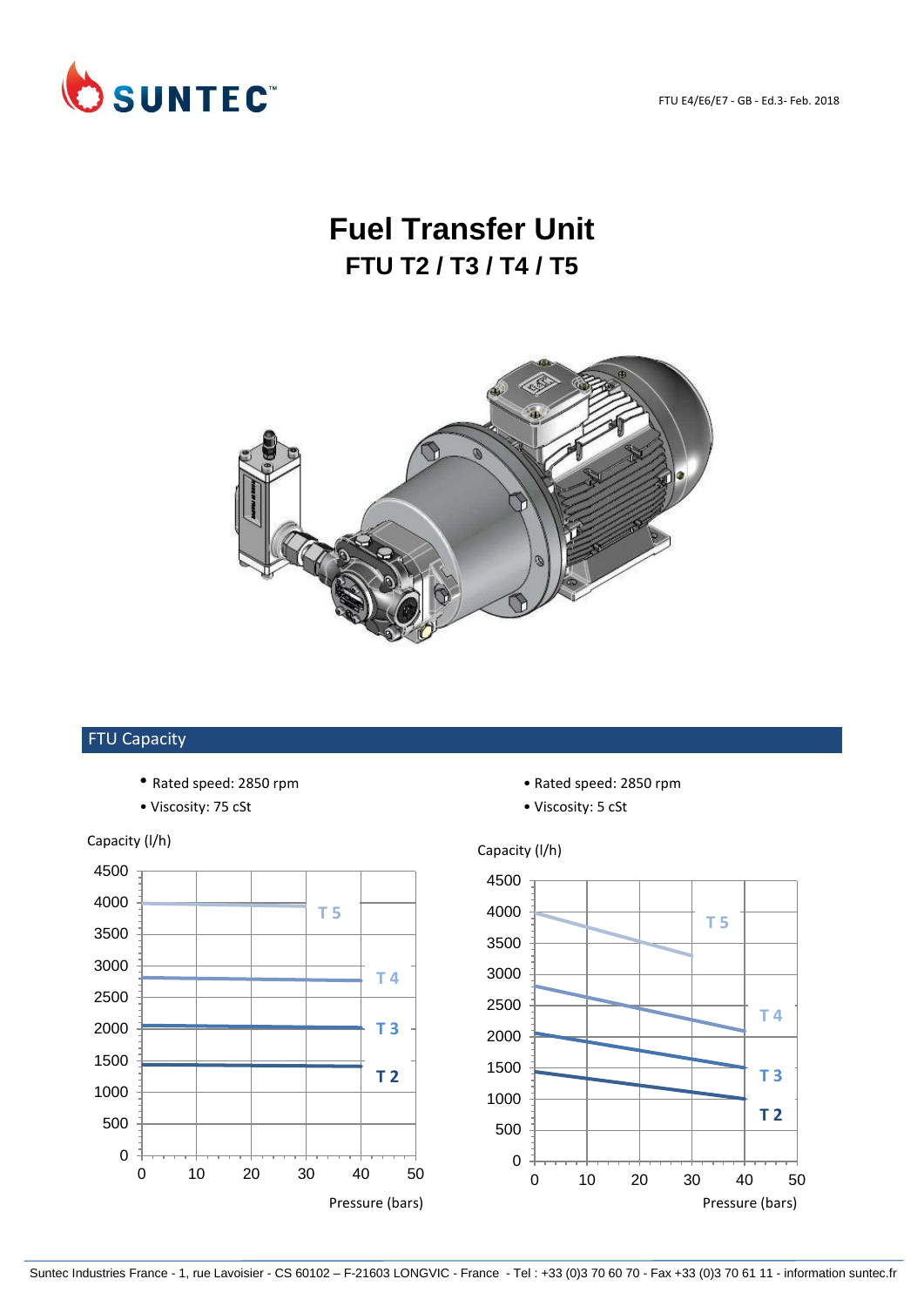# Fuel Transfer Unit

## FTU T2 / T3 / T4 / T5

## FTU Capacity

- Rated speed: 2850 rpm
- Viscosity: 75 cSt

Capacity (l/h)

Pressure (bars)

- Rated speed: 2850 rpm
- Viscosity: 5 cSt

Capacity (l/h)

Pressure (bars)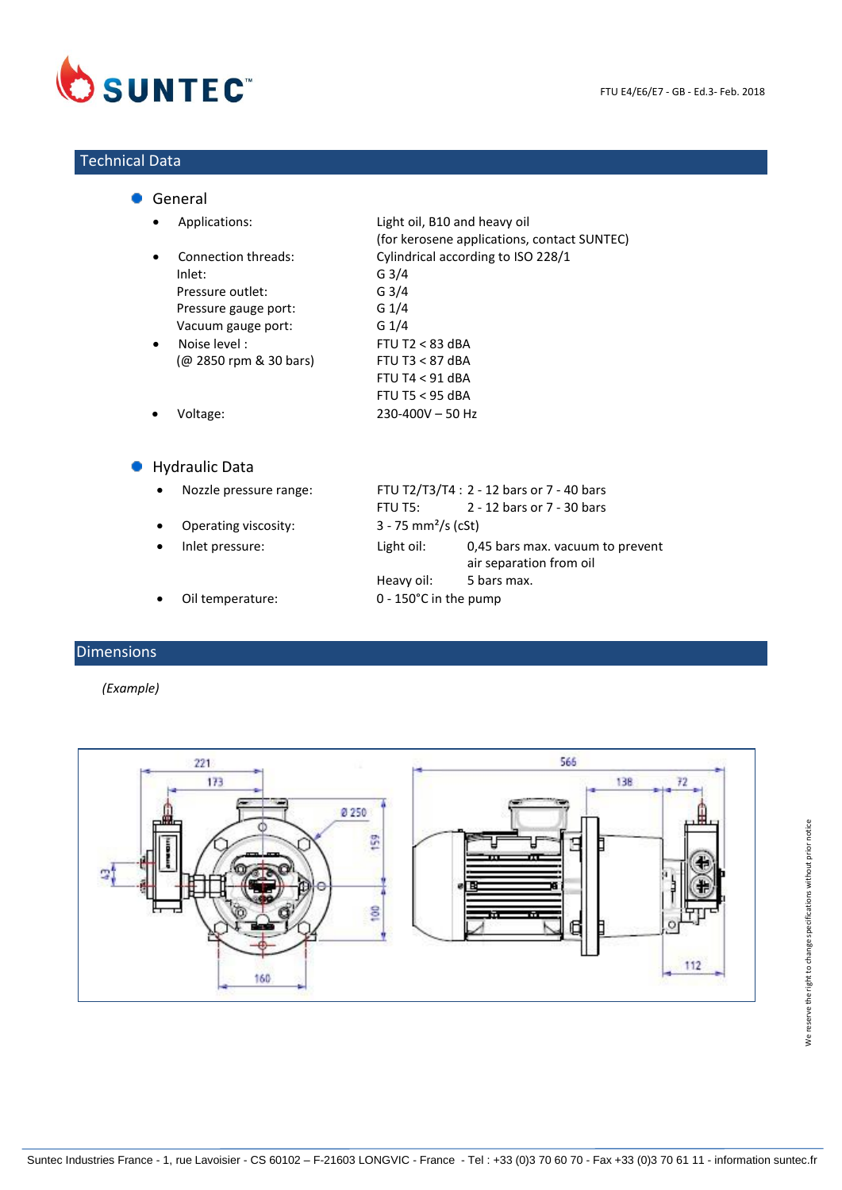## Technical Data

### General

- Applications: Light oil, B10 and heavy oil (for kerosene applications, contact SUNTEC)
- Connection threads: Cylindrical according to ISO 228/1
  - Inlet: G 3/4
  - Pressure outlet: G 3/4
  - Pressure gauge port: G 1/4
  - Vacuum gauge port: G 1/4
- Noise level : (@ 2850 rpm & 30 bars)
  - FTU T2 < 83 dBA
  - FTU T3 < 87 dBA
  - FTU T4 < 91 dBA
  - FTU T5 < 95 dBA
- Voltage: 230-400V – 50 Hz

### Hydraulic Data

- Nozzle pressure range:
  - FTU T2/T3/T4 : 2 - 12 bars or 7 - 40 bars
  - FTU T5: 2 - 12 bars or 7 - 30 bars
- Operating viscosity: 3 - 75 $mm^2/s$ (cSt)
- Inlet pressure:
  - Light oil: 0,45 bars max. vacuum to prevent air separation from oil
  - Heavy oil: 5 bars max.
- Oil temperature: 0 - 150°C in the pump

## Dimensions

*(Example)*

221
173
43
Ø 250
159
100
160
566
138
72
112

Suntec Industries France - 1, rue Lavoisier - CS 60102 – F-21603 LONGVIC - France - Tel : +33 (0)3 70 60 70 - Fax +33 (0)3 70 61 11 - information suntec.fr

We reserve the right to change specifications without prior notice